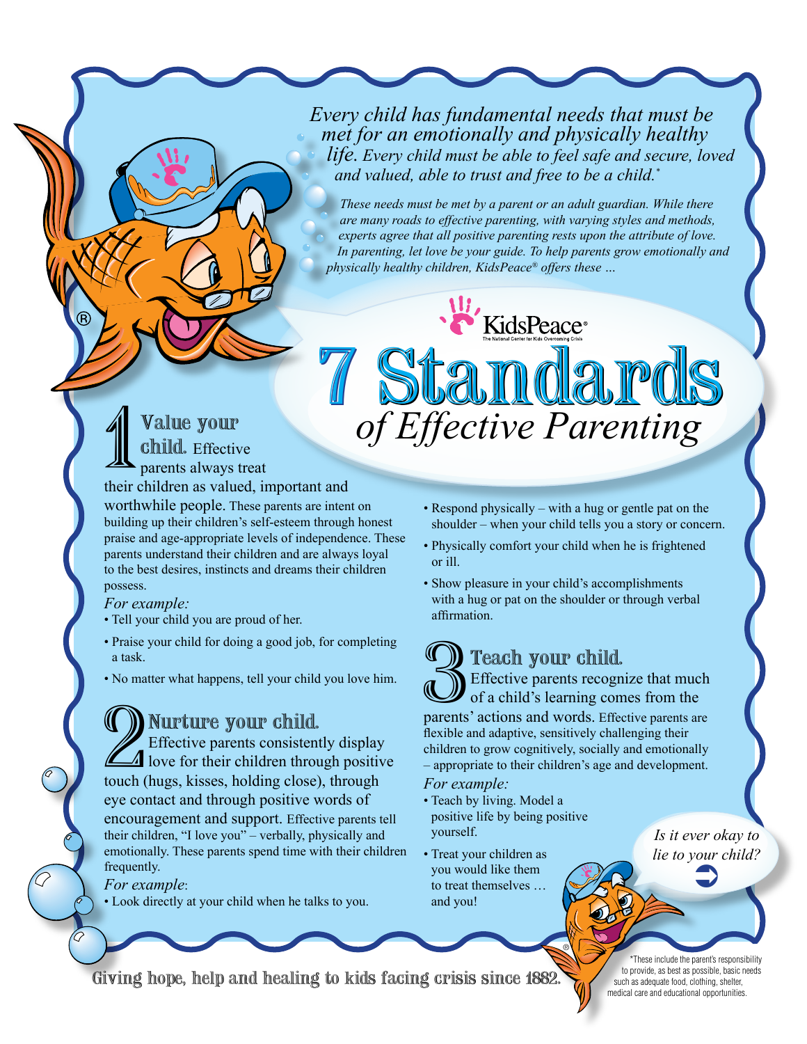*Every child has fundamental needs that must be met for an emotionally and physically healthy life. Every child must be able to feel safe and secure, loved and valued, able to trust and free to be a child.**

*These needs must be met by a parent or an adult guardian. While there are many roads to effective parenting, with varying styles and methods, experts agree that all positive parenting rests upon the attribute of love. In parenting, let love be your guide. To help parents grow emotionally and physically healthy children, KidsPeace® offers these …*

KidsPeace®
The National Center for Kids Overcoming Crisis

# 7 Standards *of Effective Parenting*

## 1 Value your child.

Effective parents always treat their children as valued, important and worthwhile people. These parents are intent on building up their children's self-esteem through honest praise and age-appropriate levels of independence. These parents understand their children and are always loyal to the best desires, instincts and dreams their children possess.

*For example:*

- Tell your child you are proud of her.
- Praise your child for doing a good job, for completing a task.
- No matter what happens, tell your child you love him.

## 2 Nurture your child.

Effective parents consistently display love for their children through positive touch (hugs, kisses, holding close), through eye contact and through positive words of encouragement and support. Effective parents tell their children, "I love you" – verbally, physically and emotionally. These parents spend time with their children frequently.

*For example*:

- Look directly at your child when he talks to you.
- Respond physically – with a hug or gentle pat on the shoulder – when your child tells you a story or concern.
- Physically comfort your child when he is frightened or ill.
- Show pleasure in your child's accomplishments with a hug or pat on the shoulder or through verbal affirmation.

## 3 Teach your child.

Effective parents recognize that much of a child's learning comes from the parents' actions and words. Effective parents are flexible and adaptive, sensitively challenging their children to grow cognitively, socially and emotionally – appropriate to their children's age and development.

*For example:*

- Teach by living. Model a positive life by being positive yourself.
- Treat your children as you would like them to treat themselves … and you!

*Is it ever okay to lie to your child?* ➡

Giving hope, help and healing to kids facing crisis since 1882.

*These include the parent's responsibility to provide, as best as possible, basic needs such as adequate food, clothing, shelter, medical care and educational opportunities.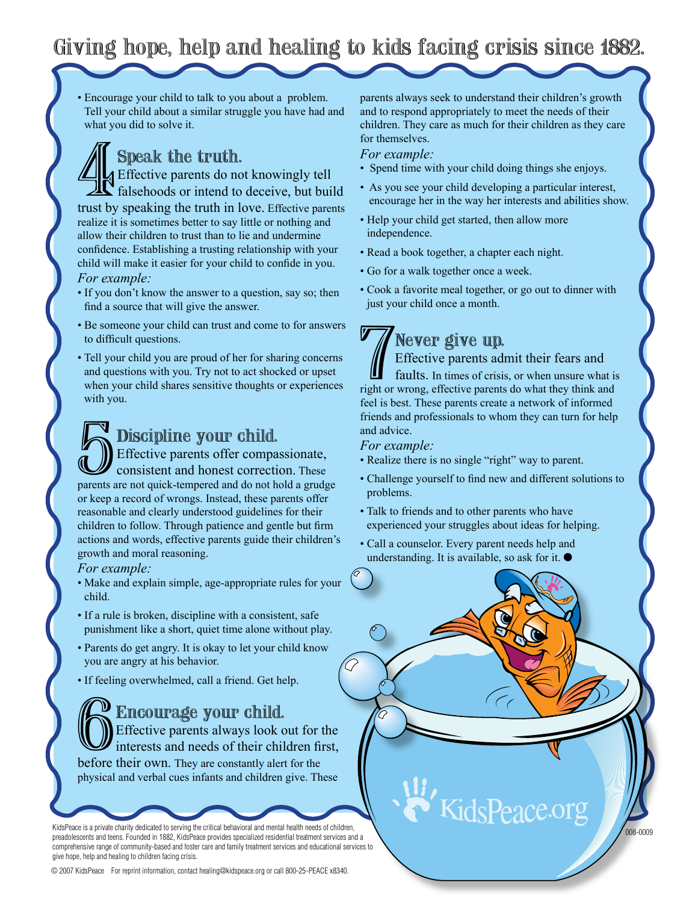# Giving hope, help and healing to kids facing crisis since 1882.

- Encourage your child to talk to you about a problem. Tell your child about a similar struggle you have had and what you did to solve it.

## 4 Speak the truth.

Effective parents do not knowingly tell falsehoods or intend to deceive, but build trust by speaking the truth in love. Effective parents realize it is sometimes better to say little or nothing and allow their children to trust than to lie and undermine confidence. Establishing a trusting relationship with your child will make it easier for your child to confide in you.

*For example:*

- If you don't know the answer to a question, say so; then find a source that will give the answer.
- Be someone your child can trust and come to for answers to difficult questions.
- Tell your child you are proud of her for sharing concerns and questions with you. Try not to act shocked or upset when your child shares sensitive thoughts or experiences with you.

## 5 Discipline your child.

Effective parents offer compassionate, consistent and honest correction. These parents are not quick-tempered and do not hold a grudge or keep a record of wrongs. Instead, these parents offer reasonable and clearly understood guidelines for their children to follow. Through patience and gentle but firm actions and words, effective parents guide their children's growth and moral reasoning.

*For example:*

- Make and explain simple, age-appropriate rules for your child.
- If a rule is broken, discipline with a consistent, safe punishment like a short, quiet time alone without play.
- Parents do get angry. It is okay to let your child know you are angry at his behavior.
- If feeling overwhelmed, call a friend. Get help.

## 6 Encourage your child.

Effective parents always look out for the interests and needs of their children first, before their own. They are constantly alert for the physical and verbal cues infants and children give. These parents always seek to understand their children's growth and to respond appropriately to meet the needs of their children. They care as much for their children as they care for themselves.

*For example:*

- Spend time with your child doing things she enjoys.
- As you see your child developing a particular interest, encourage her in the way her interests and abilities show.
- Help your child get started, then allow more independence.
- Read a book together, a chapter each night.
- Go for a walk together once a week.
- Cook a favorite meal together, or go out to dinner with just your child once a month.

## 7 Never give up.

Effective parents admit their fears and faults. In times of crisis, or when unsure what is right or wrong, effective parents do what they think and feel is best. These parents create a network of informed friends and professionals to whom they can turn for help and advice.

*For example:*

- Realize there is no single "right" way to parent.
- Challenge yourself to find new and different solutions to problems.
- Talk to friends and to other parents who have experienced your struggles about ideas for helping.
- Call a counselor. Every parent needs help and understanding. It is available, so ask for it. ●

KidsPeace.org

KidsPeace is a private charity dedicated to serving the critical behavioral and mental health needs of children, preadolescents and teens. Founded in 1882, KidsPeace provides specialized residential treatment services and a comprehensive range of community-based and foster care and family treatment services and educational services to give hope, help and healing to children facing crisis.

© 2007 KidsPeace For reprint information, contact healing@kidspeace.org or call 800-25-PEACE x8340.

008-0009